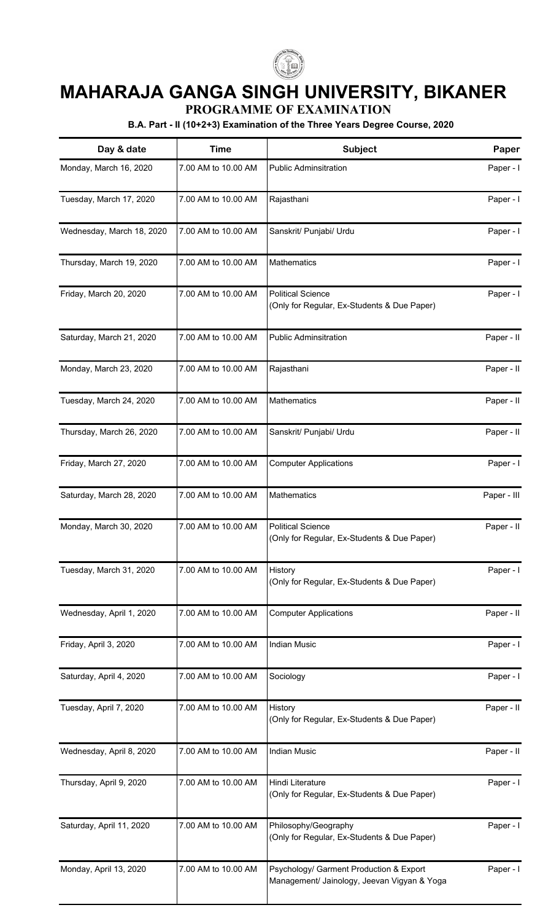# MAHARAJA GANGA SINGH UNIVERSITY, BIKANER

## PROGRAMME OF EXAMINATION

### B.A. Part - II (10+2+3) Examination of the Three Years Degree Course, 2020

| Day & date | Time | Subject | Paper |
|---|---|---|---|
| Monday, March 16, 2020 | 7.00 AM to 10.00 AM | Public Adminsitration | Paper - I |
| Tuesday, March 17, 2020 | 7.00 AM to 10.00 AM | Rajasthani | Paper - I |
| Wednesday, March 18, 2020 | 7.00 AM to 10.00 AM | Sanskrit/ Punjabi/ Urdu | Paper - I |
| Thursday, March 19, 2020 | 7.00 AM to 10.00 AM | Mathematics | Paper - I |
| Friday, March 20, 2020 | 7.00 AM to 10.00 AM | Political Science (Only for Regular, Ex-Students & Due Paper) | Paper - I |
| Saturday, March 21, 2020 | 7.00 AM to 10.00 AM | Public Adminsitration | Paper - II |
| Monday, March 23, 2020 | 7.00 AM to 10.00 AM | Rajasthani | Paper - II |
| Tuesday, March 24, 2020 | 7.00 AM to 10.00 AM | Mathematics | Paper - II |
| Thursday, March 26, 2020 | 7.00 AM to 10.00 AM | Sanskrit/ Punjabi/ Urdu | Paper - II |
| Friday, March 27, 2020 | 7.00 AM to 10.00 AM | Computer Applications | Paper - I |
| Saturday, March 28, 2020 | 7.00 AM to 10.00 AM | Mathematics | Paper - III |
| Monday, March 30, 2020 | 7.00 AM to 10.00 AM | Political Science (Only for Regular, Ex-Students & Due Paper) | Paper - II |
| Tuesday, March 31, 2020 | 7.00 AM to 10.00 AM | History (Only for Regular, Ex-Students & Due Paper) | Paper - I |
| Wednesday, April 1, 2020 | 7.00 AM to 10.00 AM | Computer Applications | Paper - II |
| Friday, April 3, 2020 | 7.00 AM to 10.00 AM | Indian Music | Paper - I |
| Saturday, April 4, 2020 | 7.00 AM to 10.00 AM | Sociology | Paper - I |
| Tuesday, April 7, 2020 | 7.00 AM to 10.00 AM | History (Only for Regular, Ex-Students & Due Paper) | Paper - II |
| Wednesday, April 8, 2020 | 7.00 AM to 10.00 AM | Indian Music | Paper - II |
| Thursday, April 9, 2020 | 7.00 AM to 10.00 AM | Hindi Literature (Only for Regular, Ex-Students & Due Paper) | Paper - I |
| Saturday, April 11, 2020 | 7.00 AM to 10.00 AM | Philosophy/Geography (Only for Regular, Ex-Students & Due Paper) | Paper - I |
| Monday, April 13, 2020 | 7.00 AM to 10.00 AM | Psychology/ Garment Production & Export Management/ Jainology, Jeevan Vigyan & Yoga | Paper - I |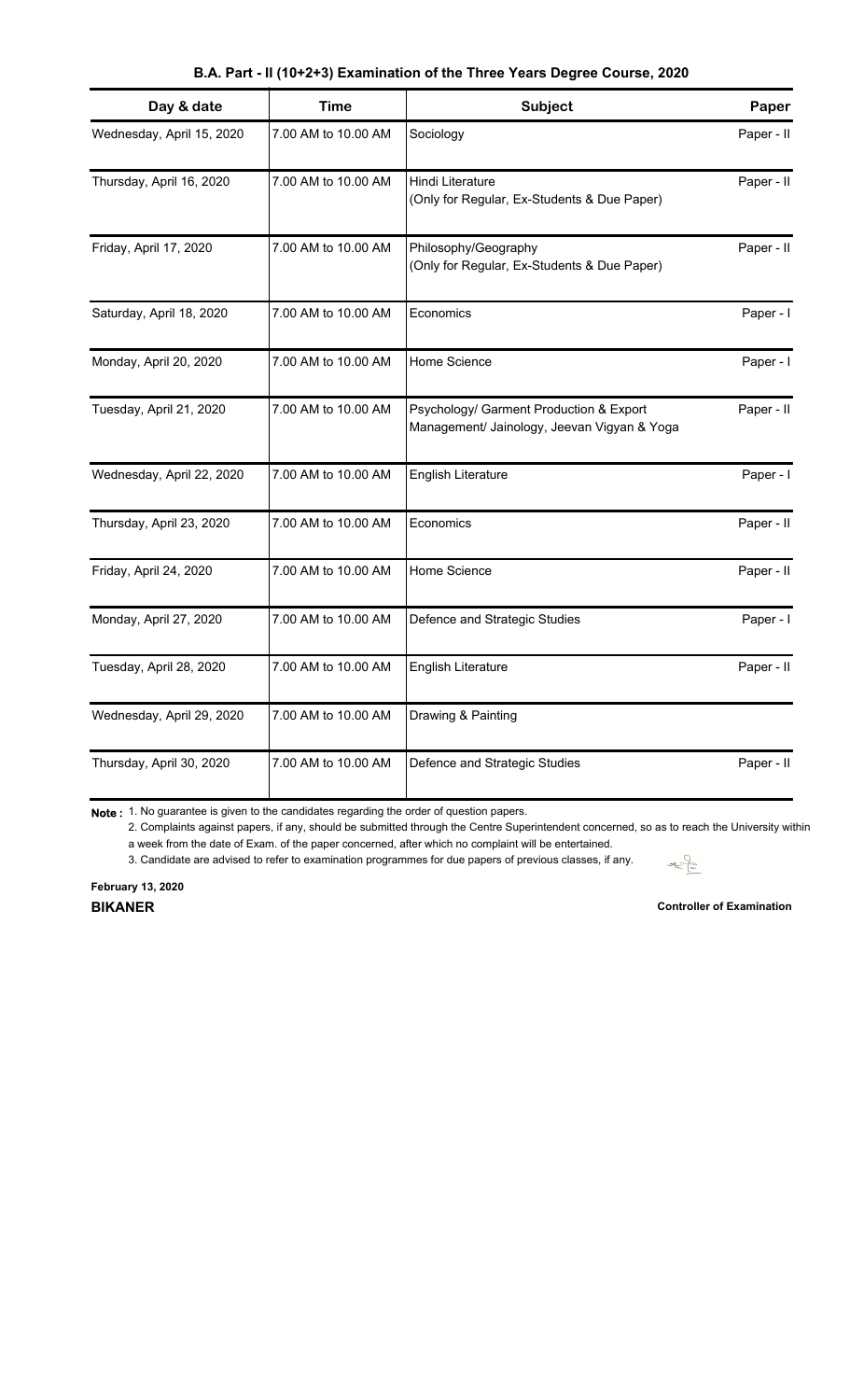**B.A. Part - II (10+2+3) Examination of the Three Years Degree Course, 2020**

| Day & date | Time | Subject | Paper |
|---|---|---|---|
| Wednesday, April 15, 2020 | 7.00 AM to 10.00 AM | Sociology | Paper - II |
| Thursday, April 16, 2020 | 7.00 AM to 10.00 AM | Hindi Literature (Only for Regular, Ex-Students & Due Paper) | Paper - II |
| Friday, April 17, 2020 | 7.00 AM to 10.00 AM | Philosophy/Geography (Only for Regular, Ex-Students & Due Paper) | Paper - II |
| Saturday, April 18, 2020 | 7.00 AM to 10.00 AM | Economics | Paper - I |
| Monday, April 20, 2020 | 7.00 AM to 10.00 AM | Home Science | Paper - I |
| Tuesday, April 21, 2020 | 7.00 AM to 10.00 AM | Psychology/ Garment Production & Export Management/ Jainology, Jeevan Vigyan & Yoga | Paper - II |
| Wednesday, April 22, 2020 | 7.00 AM to 10.00 AM | English Literature | Paper - I |
| Thursday, April 23, 2020 | 7.00 AM to 10.00 AM | Economics | Paper - II |
| Friday, April 24, 2020 | 7.00 AM to 10.00 AM | Home Science | Paper - II |
| Monday, April 27, 2020 | 7.00 AM to 10.00 AM | Defence and Strategic Studies | Paper - I |
| Tuesday, April 28, 2020 | 7.00 AM to 10.00 AM | English Literature | Paper - II |
| Wednesday, April 29, 2020 | 7.00 AM to 10.00 AM | Drawing & Painting | |
| Thursday, April 30, 2020 | 7.00 AM to 10.00 AM | Defence and Strategic Studies | Paper - II |

**Note :** 1. No guarantee is given to the candidates regarding the order of question papers.

2. Complaints against papers, if any, should be submitted through the Centre Superintendent concerned, so as to reach the University within a week from the date of Exam. of the paper concerned, after which no complaint will be entertained.

3. Candidate are advised to refer to examination programmes for due papers of previous classes, if any.

**February 13, 2020**

**BIKANER**

**Controller of Examination**